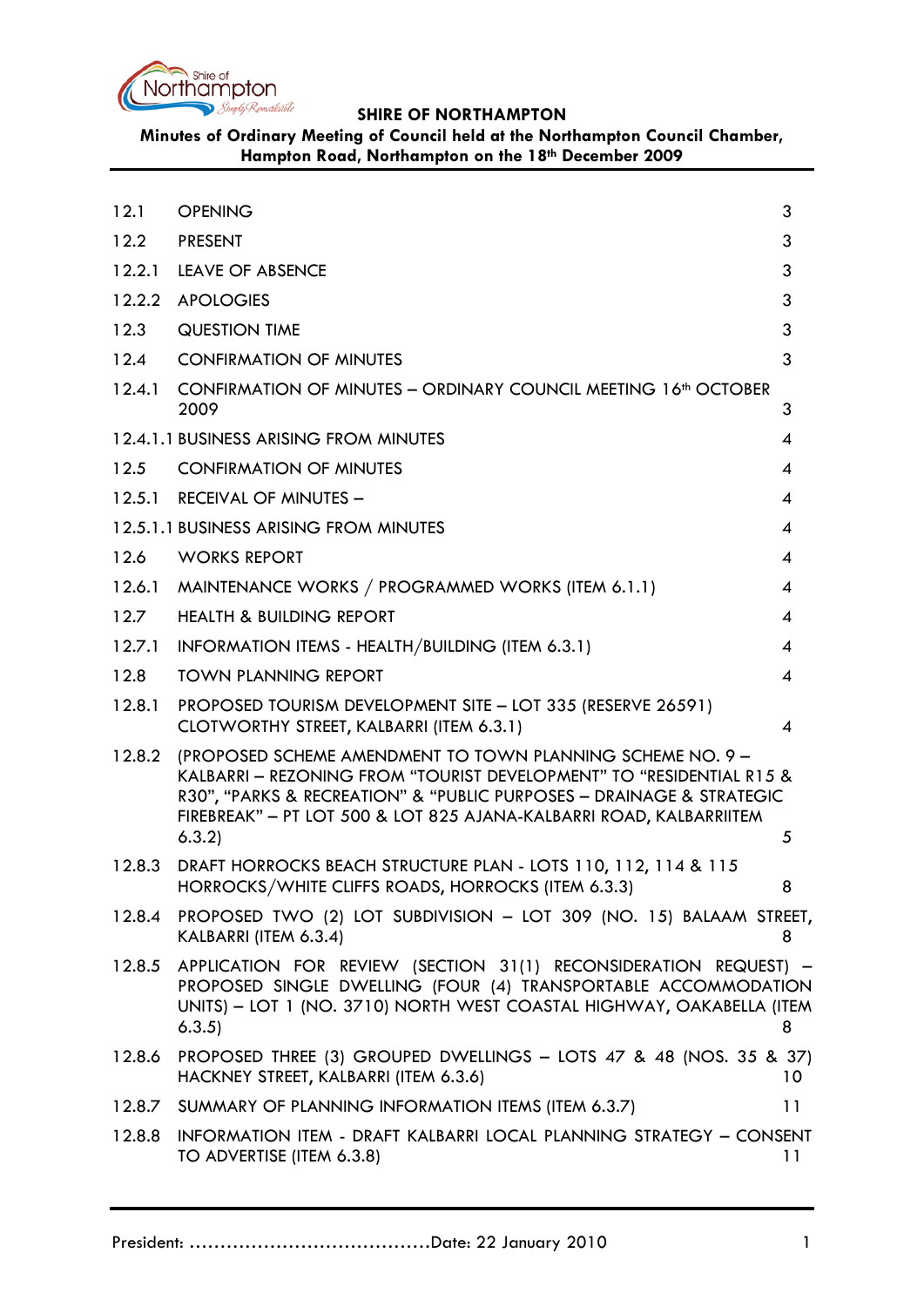**SHIRE OF NORTHAMPTON**

**Minutes of Ordinary Meeting of Council held at the Northampton Council Chamber, Hampton Road, Northampton on the 18th December 2009**

| | | |
|---|---|---|
| 12.1 | OPENING | 3 |
| 12.2 | PRESENT | 3 |
| 12.2.1 | LEAVE OF ABSENCE | 3 |
| 12.2.2 | APOLOGIES | 3 |
| 12.3 | QUESTION TIME | 3 |
| 12.4 | CONFIRMATION OF MINUTES | 3 |
| 12.4.1 | CONFIRMATION OF MINUTES – ORDINARY COUNCIL MEETING 16th OCTOBER 2009 | 3 |
| 12.4.1.1 | BUSINESS ARISING FROM MINUTES | 4 |
| 12.5 | CONFIRMATION OF MINUTES | 4 |
| 12.5.1 | RECEIVAL OF MINUTES – | 4 |
| 12.5.1.1 | BUSINESS ARISING FROM MINUTES | 4 |
| 12.6 | WORKS REPORT | 4 |
| 12.6.1 | MAINTENANCE WORKS / PROGRAMMED WORKS (ITEM 6.1.1) | 4 |
| 12.7 | HEALTH & BUILDING REPORT | 4 |
| 12.7.1 | INFORMATION ITEMS - HEALTH/BUILDING (ITEM 6.3.1) | 4 |
| 12.8 | TOWN PLANNING REPORT | 4 |
| 12.8.1 | PROPOSED TOURISM DEVELOPMENT SITE – LOT 335 (RESERVE 26591) CLOTWORTHY STREET, KALBARRI (ITEM 6.3.1) | 4 |
| 12.8.2 | (PROPOSED SCHEME AMENDMENT TO TOWN PLANNING SCHEME NO. 9 – KALBARRI – REZONING FROM "TOURIST DEVELOPMENT" TO "RESIDENTIAL R15 & R30", "PARKS & RECREATION" & "PUBLIC PURPOSES – DRAINAGE & STRATEGIC FIREBREAK" – PT LOT 500 & LOT 825 AJANA-KALBARRI ROAD, KALBARRIITEM 6.3.2) | 5 |
| 12.8.3 | DRAFT HORROCKS BEACH STRUCTURE PLAN - LOTS 110, 112, 114 & 115 HORROCKS/WHITE CLIFFS ROADS, HORROCKS (ITEM 6.3.3) | 8 |
| 12.8.4 | PROPOSED TWO (2) LOT SUBDIVISION – LOT 309 (NO. 15) BALAAM STREET, KALBARRI (ITEM 6.3.4) | 8 |
| 12.8.5 | APPLICATION FOR REVIEW (SECTION 31(1) RECONSIDERATION REQUEST) – PROPOSED SINGLE DWELLING (FOUR (4) TRANSPORTABLE ACCOMMODATION UNITS) – LOT 1 (NO. 3710) NORTH WEST COASTAL HIGHWAY, OAKABELLA (ITEM 6.3.5) | 8 |
| 12.8.6 | PROPOSED THREE (3) GROUPED DWELLINGS – LOTS 47 & 48 (NOS. 35 & 37) HACKNEY STREET, KALBARRI (ITEM 6.3.6) | 10 |
| 12.8.7 | SUMMARY OF PLANNING INFORMATION ITEMS (ITEM 6.3.7) | 11 |
| 12.8.8 | INFORMATION ITEM - DRAFT KALBARRI LOCAL PLANNING STRATEGY – CONSENT TO ADVERTISE (ITEM 6.3.8) | 11 |

President: ......................................Date: 22 January 2010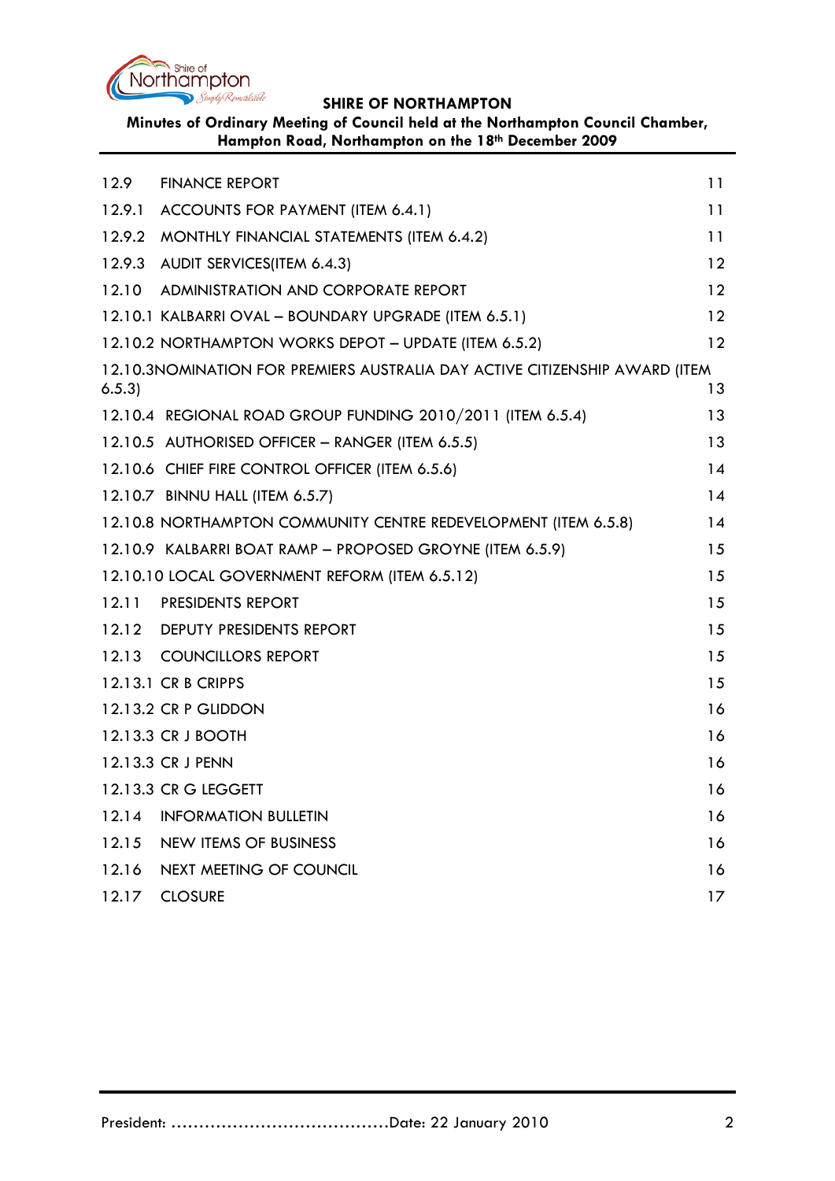| | | |
|---|---|---|
| 12.9 | FINANCE REPORT | 11 |
| 12.9.1 | ACCOUNTS FOR PAYMENT (ITEM 6.4.1) | 11 |
| 12.9.2 | MONTHLY FINANCIAL STATEMENTS (ITEM 6.4.2) | 11 |
| 12.9.3 | AUDIT SERVICES(ITEM 6.4.3) | 12 |
| 12.10 | ADMINISTRATION AND CORPORATE REPORT | 12 |
| 12.10.1 | KALBARRI OVAL – BOUNDARY UPGRADE (ITEM 6.5.1) | 12 |
| 12.10.2 | NORTHAMPTON WORKS DEPOT – UPDATE (ITEM 6.5.2) | 12 |
| 12.10.3 | NOMINATION FOR PREMIERS AUSTRALIA DAY ACTIVE CITIZENSHIP AWARD (ITEM 6.5.3) | 13 |
| 12.10.4 | REGIONAL ROAD GROUP FUNDING 2010/2011 (ITEM 6.5.4) | 13 |
| 12.10.5 | AUTHORISED OFFICER – RANGER (ITEM 6.5.5) | 13 |
| 12.10.6 | CHIEF FIRE CONTROL OFFICER (ITEM 6.5.6) | 14 |
| 12.10.7 | BINNU HALL (ITEM 6.5.7) | 14 |
| 12.10.8 | NORTHAMPTON COMMUNITY CENTRE REDEVELOPMENT (ITEM 6.5.8) | 14 |
| 12.10.9 | KALBARRI BOAT RAMP – PROPOSED GROYNE (ITEM 6.5.9) | 15 |
| 12.10.10 | LOCAL GOVERNMENT REFORM (ITEM 6.5.12) | 15 |
| 12.11 | PRESIDENTS REPORT | 15 |
| 12.12 | DEPUTY PRESIDENTS REPORT | 15 |
| 12.13 | COUNCILLORS REPORT | 15 |
| 12.13.1 | CR B CRIPPS | 15 |
| 12.13.2 | CR P GLIDDON | 16 |
| 12.13.3 | CR J BOOTH | 16 |
| 12.13.3 | CR J PENN | 16 |
| 12.13.3 | CR G LEGGETT | 16 |
| 12.14 | INFORMATION BULLETIN | 16 |
| 12.15 | NEW ITEMS OF BUSINESS | 16 |
| 12.16 | NEXT MEETING OF COUNCIL | 16 |
| 12.17 | CLOSURE | 17 |

President: ………………………………….Date: 22 January 2010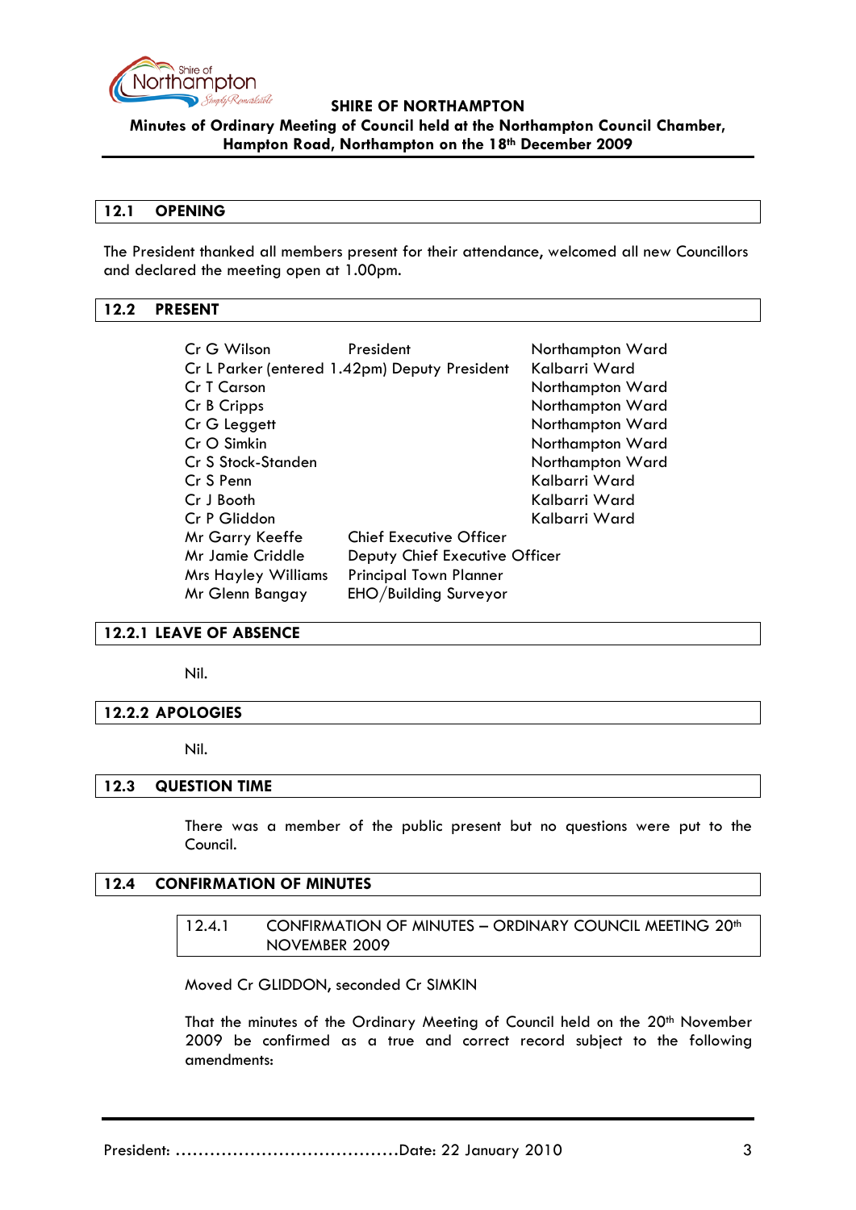## 12.1 OPENING

The President thanked all members present for their attendance, welcomed all new Councillors and declared the meeting open at 1.00pm.

## 12.2 PRESENT

| | | |
|---|---|---|
| Cr G Wilson | President | Northampton Ward |
| Cr L Parker (entered 1.42pm) | Deputy President | Kalbarri Ward |
| Cr T Carson | | Northampton Ward |
| Cr B Cripps | | Northampton Ward |
| Cr G Leggett | | Northampton Ward |
| Cr O Simkin | | Northampton Ward |
| Cr S Stock-Standen | | Northampton Ward |
| Cr S Penn | | Kalbarri Ward |
| Cr J Booth | | Kalbarri Ward |
| Cr P Gliddon | | Kalbarri Ward |
| Mr Garry Keeffe | Chief Executive Officer | |
| Mr Jamie Criddle | Deputy Chief Executive Officer | |
| Mrs Hayley Williams | Principal Town Planner | |
| Mr Glenn Bangay | EHO/Building Surveyor | |

### 12.2.1 LEAVE OF ABSENCE

Nil.

### 12.2.2 APOLOGIES

Nil.

## 12.3 QUESTION TIME

There was a member of the public present but no questions were put to the Council.

## 12.4 CONFIRMATION OF MINUTES

### 12.4.1 CONFIRMATION OF MINUTES – ORDINARY COUNCIL MEETING 20th NOVEMBER 2009

Moved Cr GLIDDON, seconded Cr SIMKIN

That the minutes of the Ordinary Meeting of Council held on the 20th November 2009 be confirmed as a true and correct record subject to the following amendments: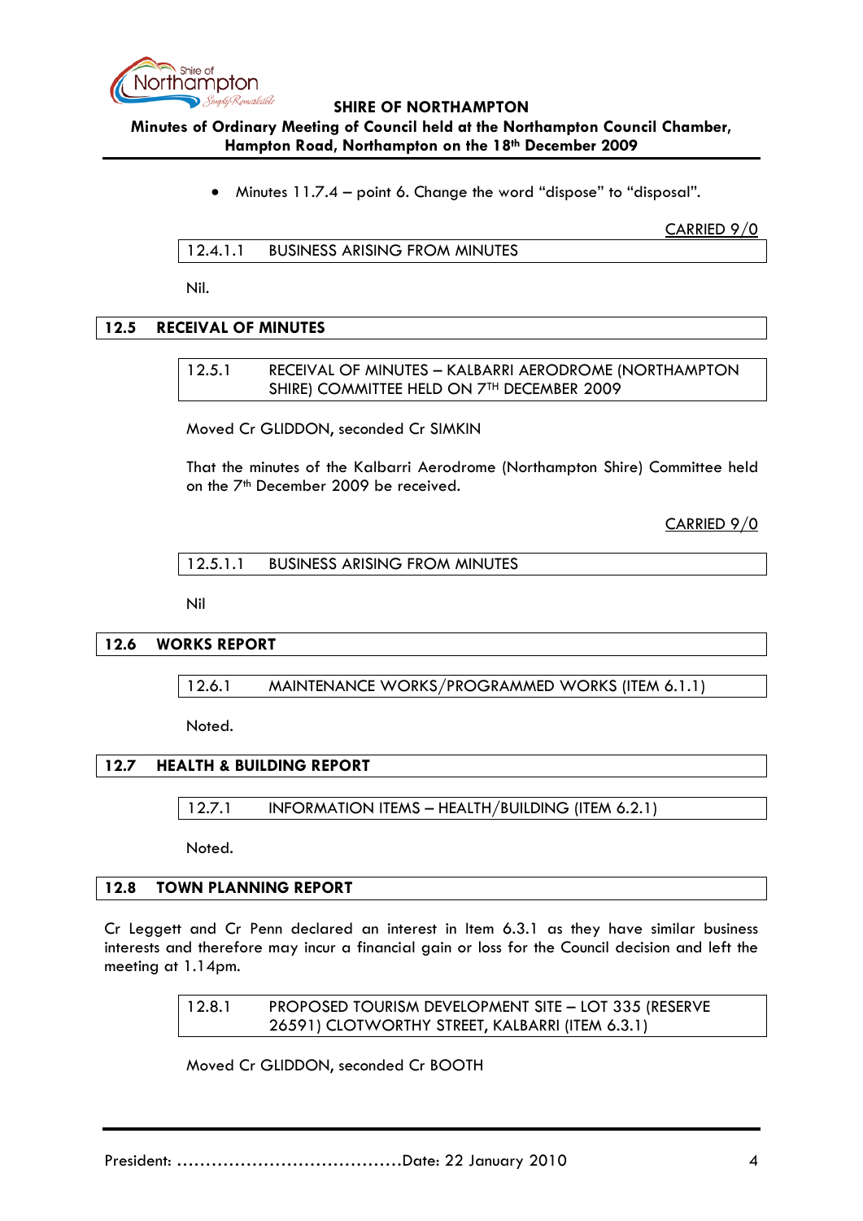- Minutes 11.7.4 – point 6. Change the word "dispose" to "disposal".

CARRIED 9/0

#### 12.4.1.1 BUSINESS ARISING FROM MINUTES

Nil.

## 12.5 RECEIVAL OF MINUTES

#### 12.5.1 RECEIVAL OF MINUTES – KALBARRI AERODROME (NORTHAMPTON SHIRE) COMMITTEE HELD ON 7TH DECEMBER 2009

Moved Cr GLIDDON, seconded Cr SIMKIN

That the minutes of the Kalbarri Aerodrome (Northampton Shire) Committee held on the 7th December 2009 be received.

CARRIED 9/0

#### 12.5.1.1 BUSINESS ARISING FROM MINUTES

Nil

## 12.6 WORKS REPORT

#### 12.6.1 MAINTENANCE WORKS/PROGRAMMED WORKS (ITEM 6.1.1)

Noted.

## 12.7 HEALTH & BUILDING REPORT

#### 12.7.1 INFORMATION ITEMS – HEALTH/BUILDING (ITEM 6.2.1)

Noted.

## 12.8 TOWN PLANNING REPORT

Cr Leggett and Cr Penn declared an interest in Item 6.3.1 as they have similar business interests and therefore may incur a financial gain or loss for the Council decision and left the meeting at 1.14pm.

#### 12.8.1 PROPOSED TOURISM DEVELOPMENT SITE – LOT 335 (RESERVE 26591) CLOTWORTHY STREET, KALBARRI (ITEM 6.3.1)

Moved Cr GLIDDON, seconded Cr BOOTH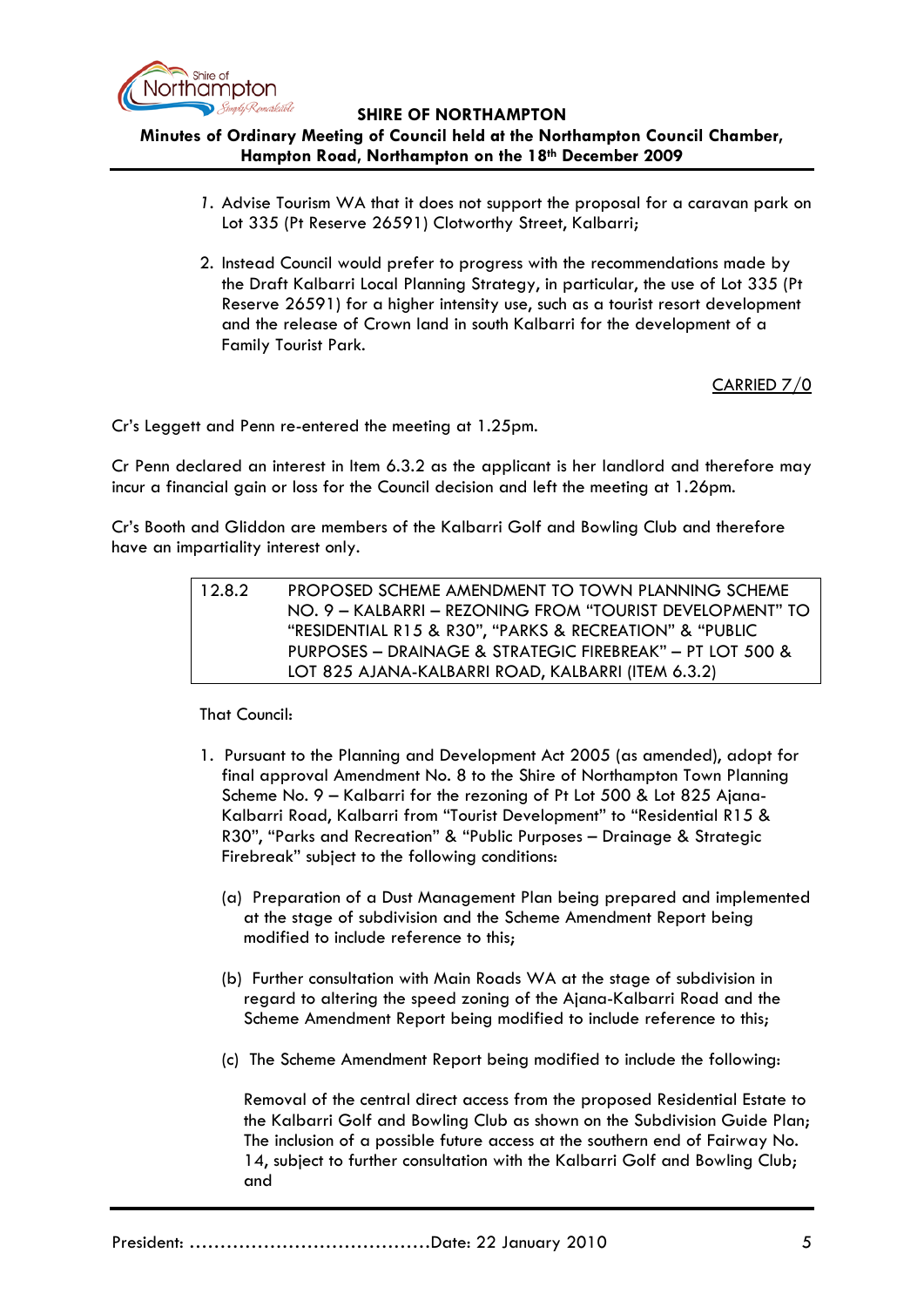1. Advise Tourism WA that it does not support the proposal for a caravan park on Lot 335 (Pt Reserve 26591) Clotworthy Street, Kalbarri;

2. Instead Council would prefer to progress with the recommendations made by the Draft Kalbarri Local Planning Strategy, in particular, the use of Lot 335 (Pt Reserve 26591) for a higher intensity use, such as a tourist resort development and the release of Crown land in south Kalbarri for the development of a Family Tourist Park.

CARRIED 7/0

Cr's Leggett and Penn re-entered the meeting at 1.25pm.

Cr Penn declared an interest in Item 6.3.2 as the applicant is her landlord and therefore may incur a financial gain or loss for the Council decision and left the meeting at 1.26pm.

Cr's Booth and Gliddon are members of the Kalbarri Golf and Bowling Club and therefore have an impartiality interest only.

| 12.8.2 | PROPOSED SCHEME AMENDMENT TO TOWN PLANNING SCHEME NO. 9 – KALBARRI – REZONING FROM "TOURIST DEVELOPMENT" TO "RESIDENTIAL R15 & R30", "PARKS & RECREATION" & "PUBLIC PURPOSES – DRAINAGE & STRATEGIC FIREBREAK" – PT LOT 500 & LOT 825 AJANA-KALBARRI ROAD, KALBARRI (ITEM 6.3.2) |
|---|---|

That Council:

1. Pursuant to the Planning and Development Act 2005 (as amended), adopt for final approval Amendment No. 8 to the Shire of Northampton Town Planning Scheme No. 9 – Kalbarri for the rezoning of Pt Lot 500 & Lot 825 Ajana-Kalbarri Road, Kalbarri from "Tourist Development" to "Residential R15 & R30", "Parks and Recreation" & "Public Purposes – Drainage & Strategic Firebreak" subject to the following conditions:

   (a) Preparation of a Dust Management Plan being prepared and implemented at the stage of subdivision and the Scheme Amendment Report being modified to include reference to this;

   (b) Further consultation with Main Roads WA at the stage of subdivision in regard to altering the speed zoning of the Ajana-Kalbarri Road and the Scheme Amendment Report being modified to include reference to this;

   (c) The Scheme Amendment Report being modified to include the following:

   Removal of the central direct access from the proposed Residential Estate to the Kalbarri Golf and Bowling Club as shown on the Subdivision Guide Plan; The inclusion of a possible future access at the southern end of Fairway No. 14, subject to further consultation with the Kalbarri Golf and Bowling Club; and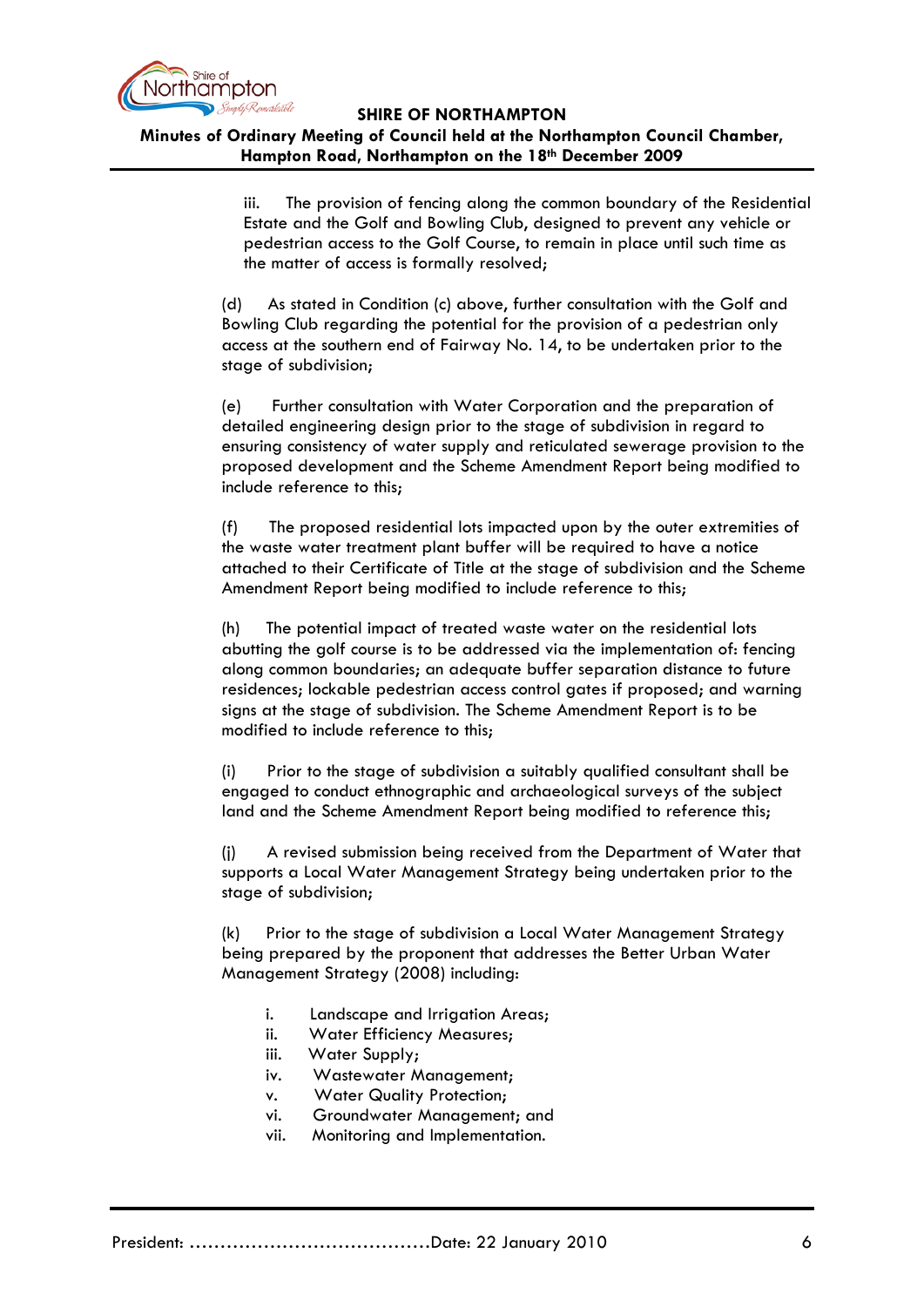iii. The provision of fencing along the common boundary of the Residential Estate and the Golf and Bowling Club, designed to prevent any vehicle or pedestrian access to the Golf Course, to remain in place until such time as the matter of access is formally resolved;

(d) As stated in Condition (c) above, further consultation with the Golf and Bowling Club regarding the potential for the provision of a pedestrian only access at the southern end of Fairway No. 14, to be undertaken prior to the stage of subdivision;

(e) Further consultation with Water Corporation and the preparation of detailed engineering design prior to the stage of subdivision in regard to ensuring consistency of water supply and reticulated sewerage provision to the proposed development and the Scheme Amendment Report being modified to include reference to this;

(f) The proposed residential lots impacted upon by the outer extremities of the waste water treatment plant buffer will be required to have a notice attached to their Certificate of Title at the stage of subdivision and the Scheme Amendment Report being modified to include reference to this;

(h) The potential impact of treated waste water on the residential lots abutting the golf course is to be addressed via the implementation of: fencing along common boundaries; an adequate buffer separation distance to future residences; lockable pedestrian access control gates if proposed; and warning signs at the stage of subdivision. The Scheme Amendment Report is to be modified to include reference to this;

(i) Prior to the stage of subdivision a suitably qualified consultant shall be engaged to conduct ethnographic and archaeological surveys of the subject land and the Scheme Amendment Report being modified to reference this;

(j) A revised submission being received from the Department of Water that supports a Local Water Management Strategy being undertaken prior to the stage of subdivision;

(k) Prior to the stage of subdivision a Local Water Management Strategy being prepared by the proponent that addresses the Better Urban Water Management Strategy (2008) including:

i. Landscape and Irrigation Areas;
ii. Water Efficiency Measures;
iii. Water Supply;
iv. Wastewater Management;
v. Water Quality Protection;
vi. Groundwater Management; and
vii. Monitoring and Implementation.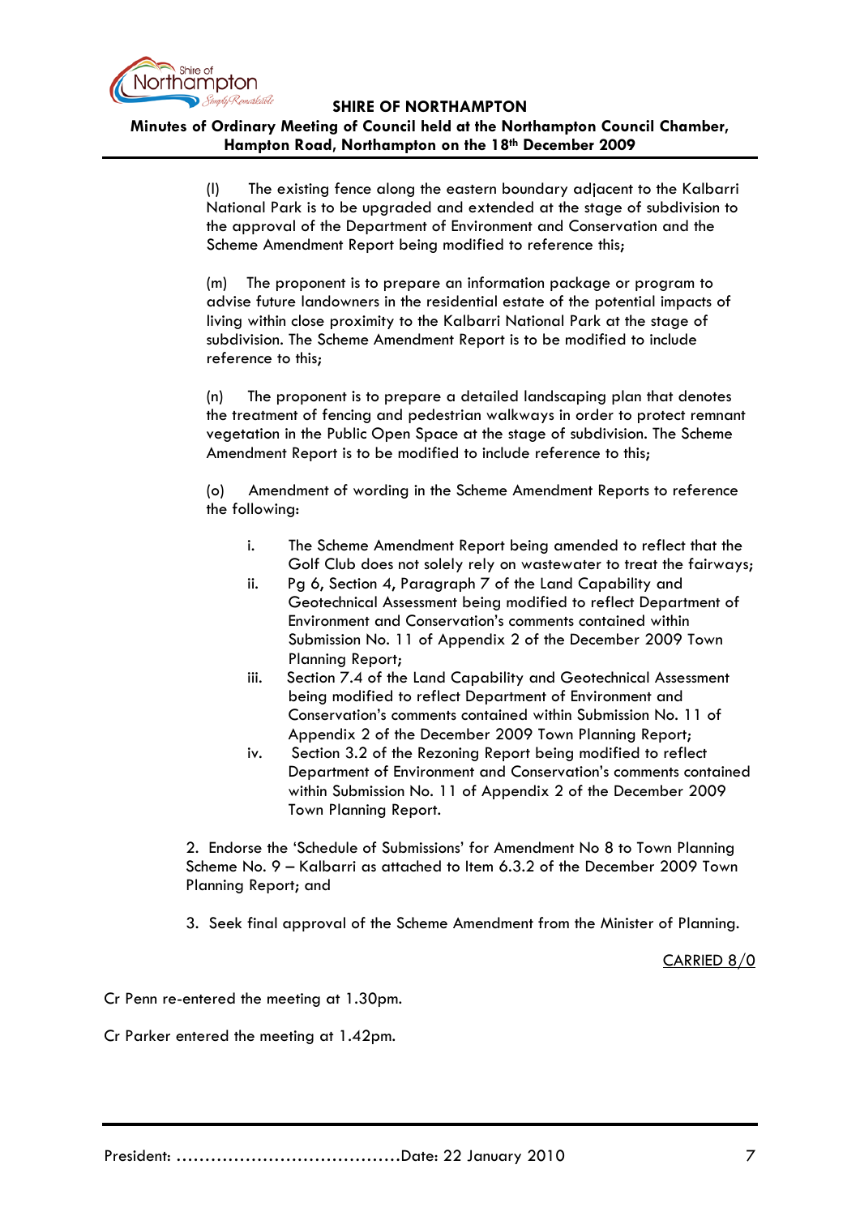(l) The existing fence along the eastern boundary adjacent to the Kalbarri National Park is to be upgraded and extended at the stage of subdivision to the approval of the Department of Environment and Conservation and the Scheme Amendment Report being modified to reference this;

(m) The proponent is to prepare an information package or program to advise future landowners in the residential estate of the potential impacts of living within close proximity to the Kalbarri National Park at the stage of subdivision. The Scheme Amendment Report is to be modified to include reference to this;

(n) The proponent is to prepare a detailed landscaping plan that denotes the treatment of fencing and pedestrian walkways in order to protect remnant vegetation in the Public Open Space at the stage of subdivision. The Scheme Amendment Report is to be modified to include reference to this;

(o) Amendment of wording in the Scheme Amendment Reports to reference the following:

i. The Scheme Amendment Report being amended to reflect that the Golf Club does not solely rely on wastewater to treat the fairways;
ii. Pg 6, Section 4, Paragraph 7 of the Land Capability and Geotechnical Assessment being modified to reflect Department of Environment and Conservation's comments contained within Submission No. 11 of Appendix 2 of the December 2009 Town Planning Report;
iii. Section 7.4 of the Land Capability and Geotechnical Assessment being modified to reflect Department of Environment and Conservation's comments contained within Submission No. 11 of Appendix 2 of the December 2009 Town Planning Report;
iv. Section 3.2 of the Rezoning Report being modified to reflect Department of Environment and Conservation's comments contained within Submission No. 11 of Appendix 2 of the December 2009 Town Planning Report.

2. Endorse the 'Schedule of Submissions' for Amendment No 8 to Town Planning Scheme No. 9 – Kalbarri as attached to Item 6.3.2 of the December 2009 Town Planning Report; and

3. Seek final approval of the Scheme Amendment from the Minister of Planning.

CARRIED 8/0

Cr Penn re-entered the meeting at 1.30pm.

Cr Parker entered the meeting at 1.42pm.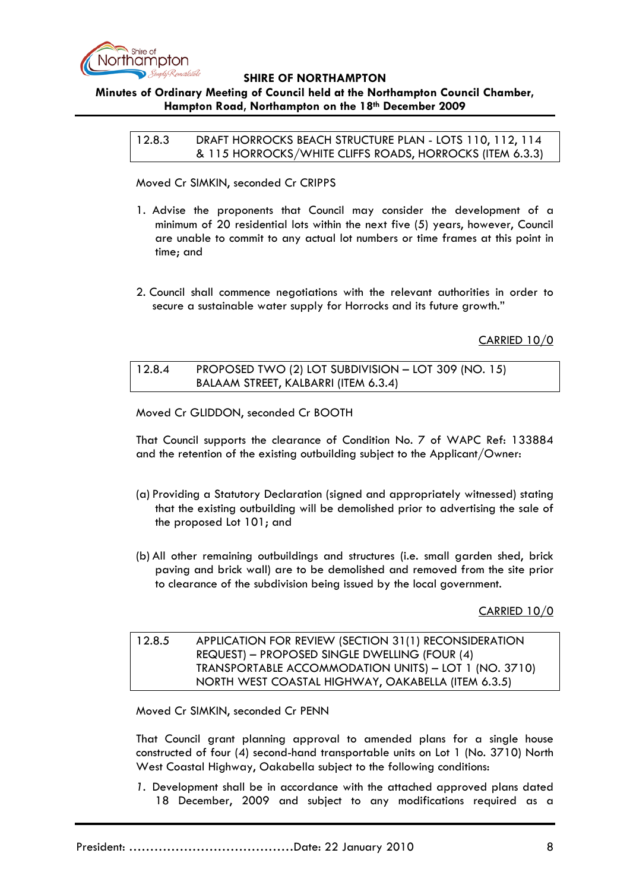**12.8.3 DRAFT HORROCKS BEACH STRUCTURE PLAN - LOTS 110, 112, 114 & 115 HORROCKS/WHITE CLIFFS ROADS, HORROCKS (ITEM 6.3.3)**

Moved Cr SIMKIN, seconded Cr CRIPPS

1. Advise the proponents that Council may consider the development of a minimum of 20 residential lots within the next five (5) years, however, Council are unable to commit to any actual lot numbers or time frames at this point in time; and

2. Council shall commence negotiations with the relevant authorities in order to secure a sustainable water supply for Horrocks and its future growth."

CARRIED 10/0

**12.8.4 PROPOSED TWO (2) LOT SUBDIVISION – LOT 309 (NO. 15) BALAAM STREET, KALBARRI (ITEM 6.3.4)**

Moved Cr GLIDDON, seconded Cr BOOTH

That Council supports the clearance of Condition No. 7 of WAPC Ref: 133884 and the retention of the existing outbuilding subject to the Applicant/Owner:

(a) Providing a Statutory Declaration (signed and appropriately witnessed) stating that the existing outbuilding will be demolished prior to advertising the sale of the proposed Lot 101; and

(b) All other remaining outbuildings and structures (i.e. small garden shed, brick paving and brick wall) are to be demolished and removed from the site prior to clearance of the subdivision being issued by the local government.

CARRIED 10/0

**12.8.5 APPLICATION FOR REVIEW (SECTION 31(1) RECONSIDERATION REQUEST) – PROPOSED SINGLE DWELLING (FOUR (4) TRANSPORTABLE ACCOMMODATION UNITS) – LOT 1 (NO. 3710) NORTH WEST COASTAL HIGHWAY, OAKABELLA (ITEM 6.3.5)**

Moved Cr SIMKIN, seconded Cr PENN

That Council grant planning approval to amended plans for a single house constructed of four (4) second-hand transportable units on Lot 1 (No. 3710) North West Coastal Highway, Oakabella subject to the following conditions:

1. Development shall be in accordance with the attached approved plans dated 18 December, 2009 and subject to any modifications required as a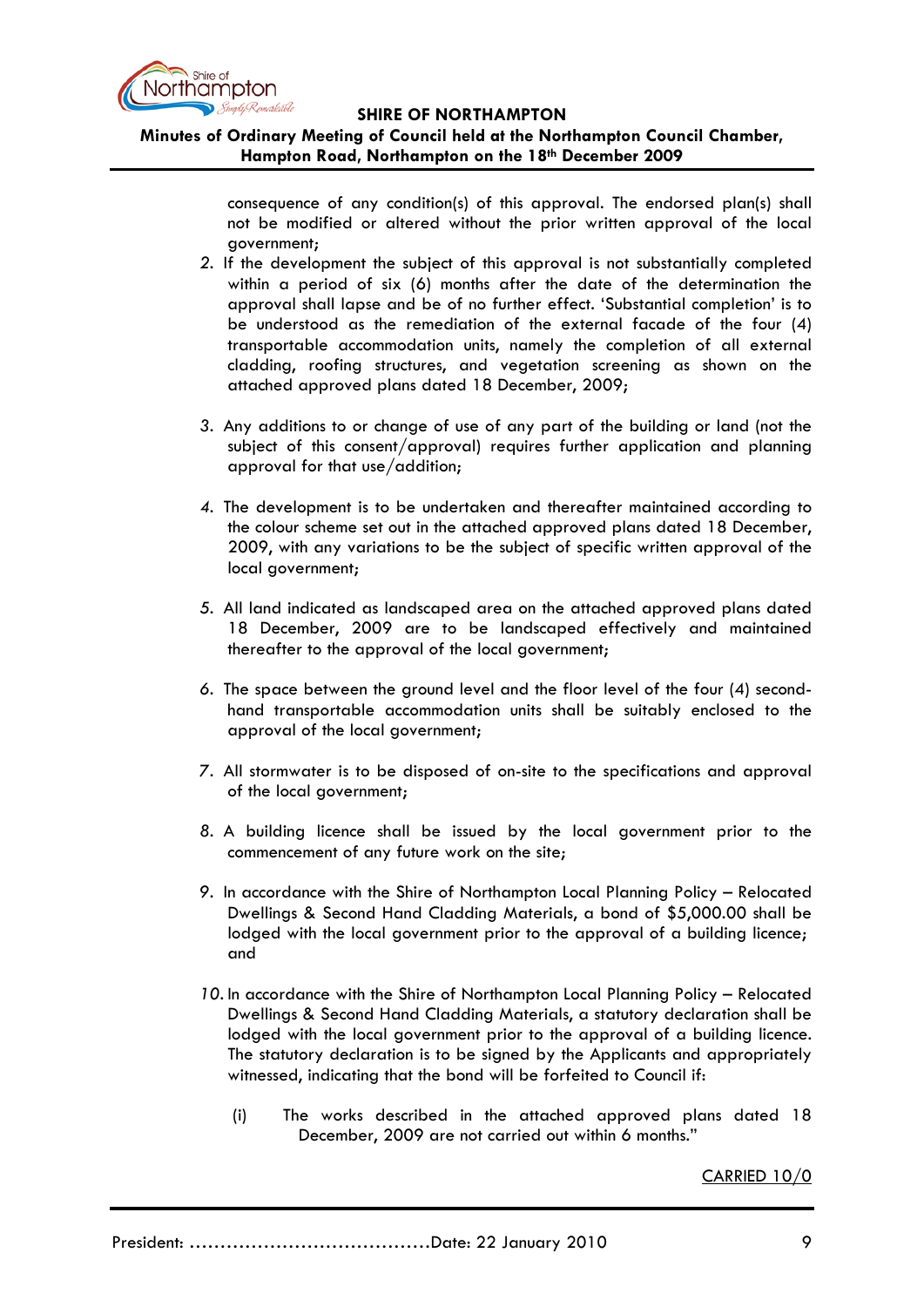consequence of any condition(s) of this approval. The endorsed plan(s) shall not be modified or altered without the prior written approval of the local government;

2. If the development the subject of this approval is not substantially completed within a period of six (6) months after the date of the determination the approval shall lapse and be of no further effect. 'Substantial completion' is to be understood as the remediation of the external facade of the four (4) transportable accommodation units, namely the completion of all external cladding, roofing structures, and vegetation screening as shown on the attached approved plans dated 18 December, 2009;

3. Any additions to or change of use of any part of the building or land (not the subject of this consent/approval) requires further application and planning approval for that use/addition;

4. The development is to be undertaken and thereafter maintained according to the colour scheme set out in the attached approved plans dated 18 December, 2009, with any variations to be the subject of specific written approval of the local government;

5. All land indicated as landscaped area on the attached approved plans dated 18 December, 2009 are to be landscaped effectively and maintained thereafter to the approval of the local government;

6. The space between the ground level and the floor level of the four (4) second-hand transportable accommodation units shall be suitably enclosed to the approval of the local government;

7. All stormwater is to be disposed of on-site to the specifications and approval of the local government;

8. A building licence shall be issued by the local government prior to the commencement of any future work on the site;

9. In accordance with the Shire of Northampton Local Planning Policy – Relocated Dwellings & Second Hand Cladding Materials, a bond of $5,000.00 shall be lodged with the local government prior to the approval of a building licence; and

10. In accordance with the Shire of Northampton Local Planning Policy – Relocated Dwellings & Second Hand Cladding Materials, a statutory declaration shall be lodged with the local government prior to the approval of a building licence. The statutory declaration is to be signed by the Applicants and appropriately witnessed, indicating that the bond will be forfeited to Council if:

    (i) The works described in the attached approved plans dated 18 December, 2009 are not carried out within 6 months."

<u>CARRIED 10/0</u>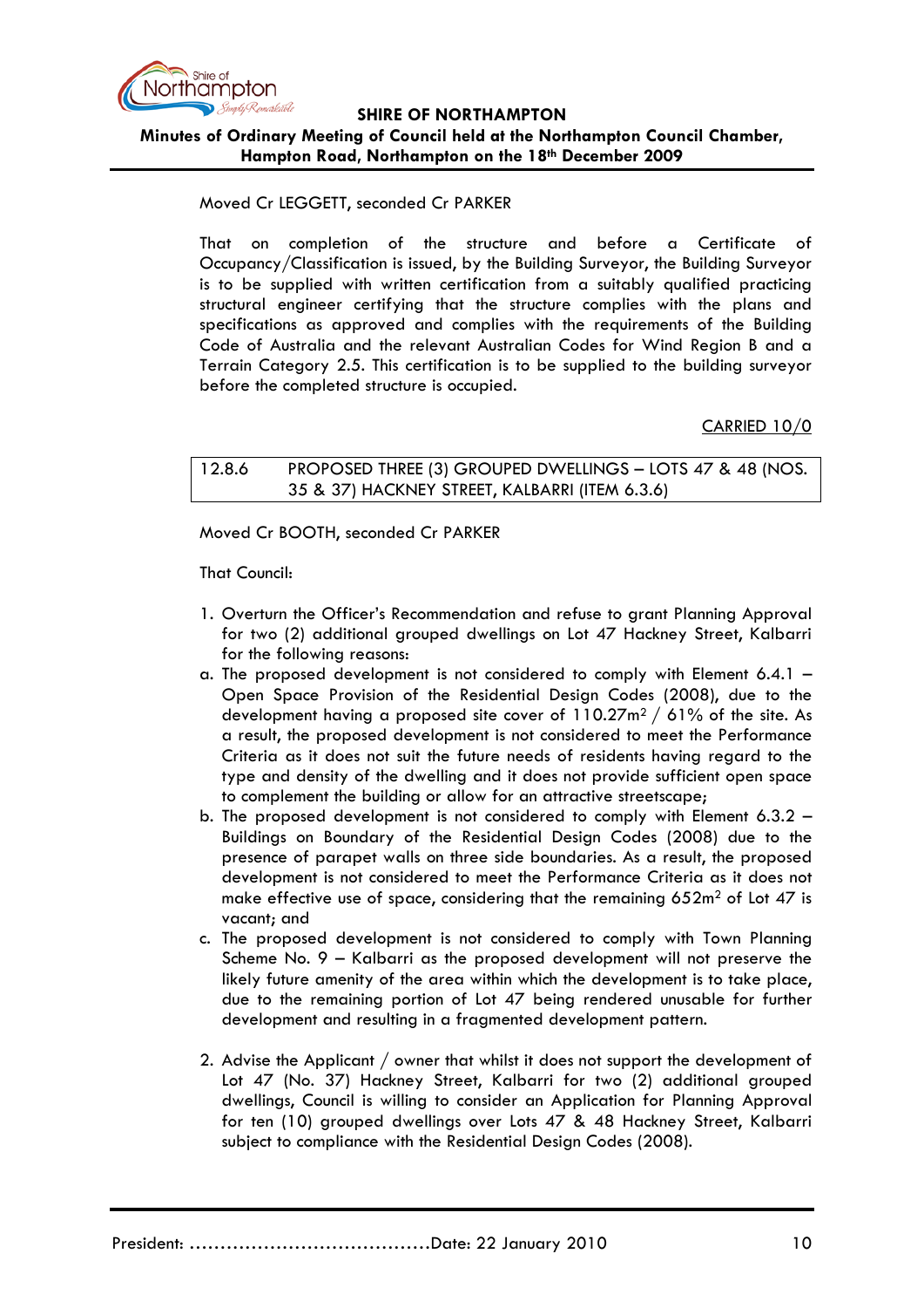Moved Cr LEGGETT, seconded Cr PARKER

That on completion of the structure and before a Certificate of Occupancy/Classification is issued, by the Building Surveyor, the Building Surveyor is to be supplied with written certification from a suitably qualified practicing structural engineer certifying that the structure complies with the plans and specifications as approved and complies with the requirements of the Building Code of Australia and the relevant Australian Codes for Wind Region B and a Terrain Category 2.5. This certification is to be supplied to the building surveyor before the completed structure is occupied.

<u>CARRIED 10/0</u>

| 12.8.6 | PROPOSED THREE (3) GROUPED DWELLINGS – LOTS 47 & 48 (NOS. 35 & 37) HACKNEY STREET, KALBARRI (ITEM 6.3.6) |
|---|---|

Moved Cr BOOTH, seconded Cr PARKER

That Council:

1. Overturn the Officer's Recommendation and refuse to grant Planning Approval for two (2) additional grouped dwellings on Lot 47 Hackney Street, Kalbarri for the following reasons:

   a. The proposed development is not considered to comply with Element 6.4.1 – Open Space Provision of the Residential Design Codes (2008), due to the development having a proposed site cover of 110.27m² / 61% of the site. As a result, the proposed development is not considered to meet the Performance Criteria as it does not suit the future needs of residents having regard to the type and density of the dwelling and it does not provide sufficient open space to complement the building or allow for an attractive streetscape;

   b. The proposed development is not considered to comply with Element 6.3.2 – Buildings on Boundary of the Residential Design Codes (2008) due to the presence of parapet walls on three side boundaries. As a result, the proposed development is not considered to meet the Performance Criteria as it does not make effective use of space, considering that the remaining 652m² of Lot 47 is vacant; and

   c. The proposed development is not considered to comply with Town Planning Scheme No. 9 – Kalbarri as the proposed development will not preserve the likely future amenity of the area within which the development is to take place, due to the remaining portion of Lot 47 being rendered unusable for further development and resulting in a fragmented development pattern.

2. Advise the Applicant / owner that whilst it does not support the development of Lot 47 (No. 37) Hackney Street, Kalbarri for two (2) additional grouped dwellings, Council is willing to consider an Application for Planning Approval for ten (10) grouped dwellings over Lots 47 & 48 Hackney Street, Kalbarri subject to compliance with the Residential Design Codes (2008).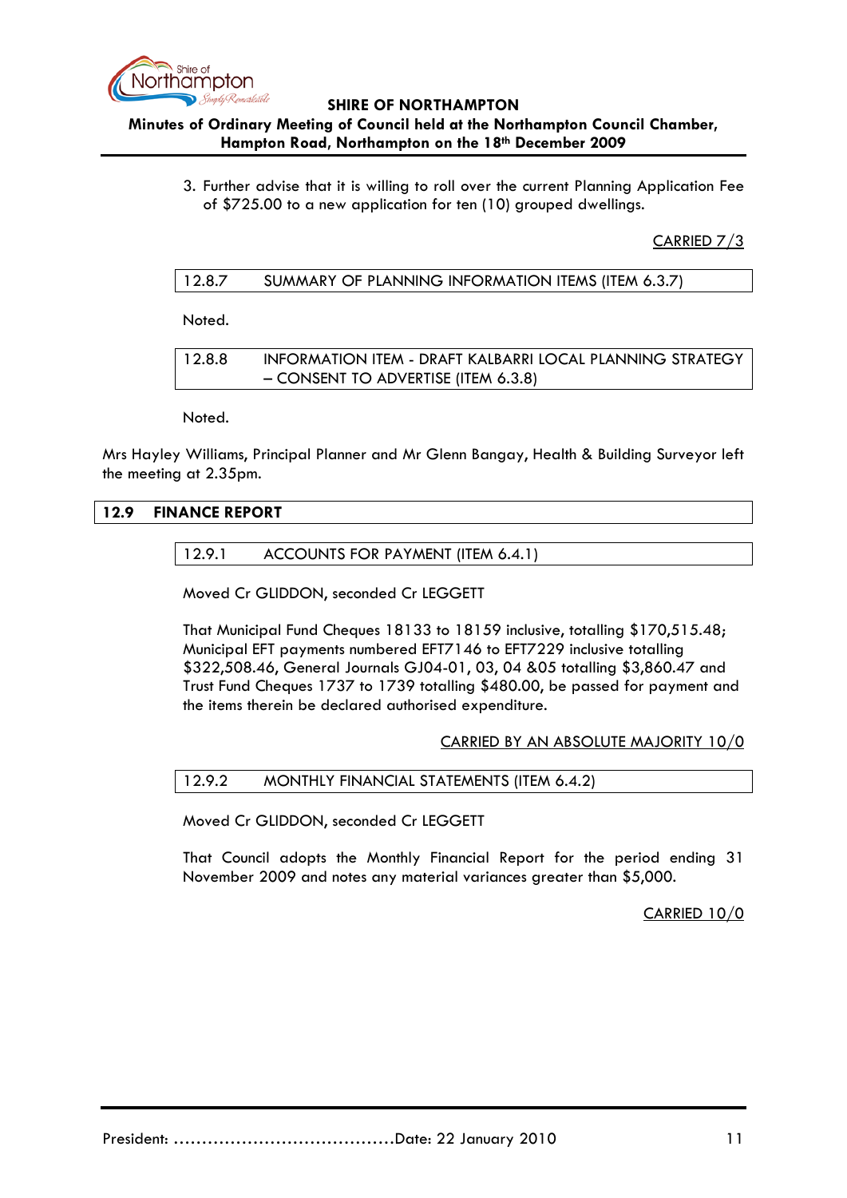3. Further advise that it is willing to roll over the current Planning Application Fee of $725.00 to a new application for ten (10) grouped dwellings.

CARRIED 7/3

### 12.8.7 SUMMARY OF PLANNING INFORMATION ITEMS (ITEM 6.3.7)

Noted.

### 12.8.8 INFORMATION ITEM - DRAFT KALBARRI LOCAL PLANNING STRATEGY – CONSENT TO ADVERTISE (ITEM 6.3.8)

Noted.

Mrs Hayley Williams, Principal Planner and Mr Glenn Bangay, Health & Building Surveyor left the meeting at 2.35pm.

## 12.9 FINANCE REPORT

### 12.9.1 ACCOUNTS FOR PAYMENT (ITEM 6.4.1)

Moved Cr GLIDDON, seconded Cr LEGGETT

That Municipal Fund Cheques 18133 to 18159 inclusive, totalling $170,515.48; Municipal EFT payments numbered EFT7146 to EFT7229 inclusive totalling $322,508.46, General Journals GJ04-01, 03, 04 &05 totalling $3,860.47 and Trust Fund Cheques 1737 to 1739 totalling $480.00, be passed for payment and the items therein be declared authorised expenditure.

CARRIED BY AN ABSOLUTE MAJORITY 10/0

### 12.9.2 MONTHLY FINANCIAL STATEMENTS (ITEM 6.4.2)

Moved Cr GLIDDON, seconded Cr LEGGETT

That Council adopts the Monthly Financial Report for the period ending 31 November 2009 and notes any material variances greater than $5,000.

CARRIED 10/0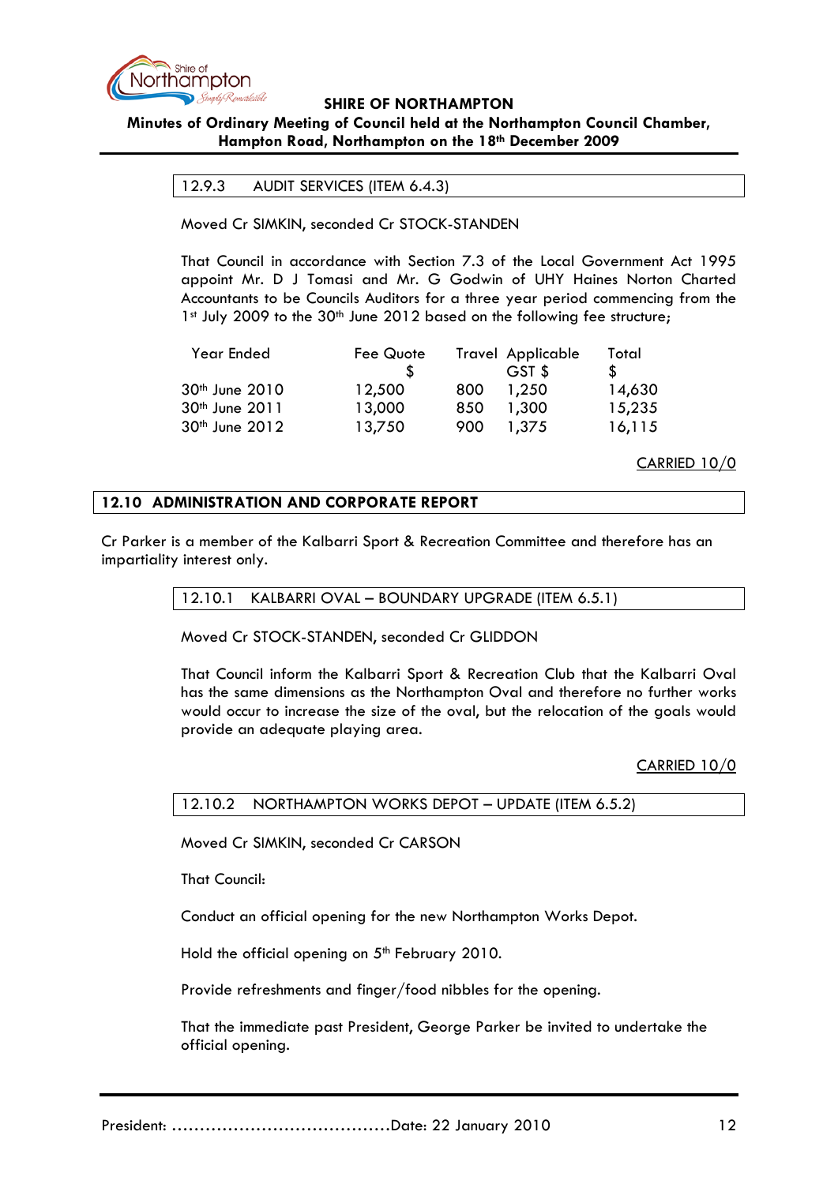### 12.9.3 AUDIT SERVICES (ITEM 6.4.3)

Moved Cr SIMKIN, seconded Cr STOCK-STANDEN

That Council in accordance with Section 7.3 of the Local Government Act 1995 appoint Mr. D J Tomasi and Mr. G Godwin of UHY Haines Norton Charted Accountants to be Councils Auditors for a three year period commencing from the 1st July 2009 to the 30th June 2012 based on the following fee structure;

| Year Ended | Fee Quote $ | Travel | Applicable GST $ | Total $ |
|---|---|---|---|---|
| 30th June 2010 | 12,500 | 800 | 1,250 | 14,630 |
| 30th June 2011 | 13,000 | 850 | 1,300 | 15,235 |
| 30th June 2012 | 13,750 | 900 | 1,375 | 16,115 |

CARRIED 10/0

## 12.10 ADMINISTRATION AND CORPORATE REPORT

Cr Parker is a member of the Kalbarri Sport & Recreation Committee and therefore has an impartiality interest only.

### 12.10.1 KALBARRI OVAL – BOUNDARY UPGRADE (ITEM 6.5.1)

Moved Cr STOCK-STANDEN, seconded Cr GLIDDON

That Council inform the Kalbarri Sport & Recreation Club that the Kalbarri Oval has the same dimensions as the Northampton Oval and therefore no further works would occur to increase the size of the oval, but the relocation of the goals would provide an adequate playing area.

CARRIED 10/0

### 12.10.2 NORTHAMPTON WORKS DEPOT – UPDATE (ITEM 6.5.2)

Moved Cr SIMKIN, seconded Cr CARSON

That Council:

Conduct an official opening for the new Northampton Works Depot.

Hold the official opening on 5th February 2010.

Provide refreshments and finger/food nibbles for the opening.

That the immediate past President, George Parker be invited to undertake the official opening.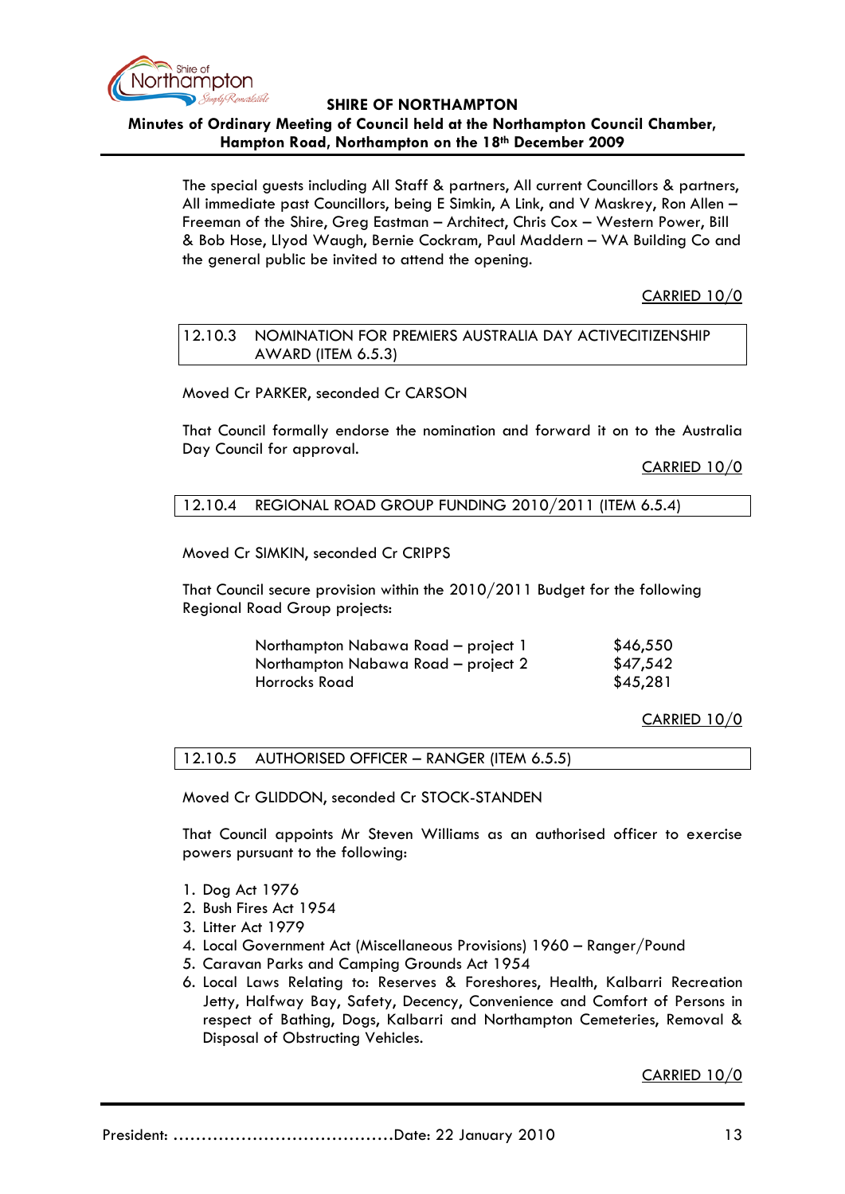The special guests including All Staff & partners, All current Councillors & partners, All immediate past Councillors, being E Simkin, A Link, and V Maskrey, Ron Allen – Freeman of the Shire, Greg Eastman – Architect, Chris Cox – Western Power, Bill & Bob Hose, Llyod Waugh, Bernie Cockram, Paul Maddern – WA Building Co and the general public be invited to attend the opening.

CARRIED 10/0

### 12.10.3 NOMINATION FOR PREMIERS AUSTRALIA DAY ACTIVECITIZENSHIP AWARD (ITEM 6.5.3)

Moved Cr PARKER, seconded Cr CARSON

That Council formally endorse the nomination and forward it on to the Australia Day Council for approval.

CARRIED 10/0

### 12.10.4 REGIONAL ROAD GROUP FUNDING 2010/2011 (ITEM 6.5.4)

Moved Cr SIMKIN, seconded Cr CRIPPS

That Council secure provision within the 2010/2011 Budget for the following Regional Road Group projects:

| | |
|---|---|
| Northampton Nabawa Road – project 1 | $46,550 |
| Northampton Nabawa Road – project 2 | $47,542 |
| Horrocks Road | $45,281 |

CARRIED 10/0

### 12.10.5 AUTHORISED OFFICER – RANGER (ITEM 6.5.5)

Moved Cr GLIDDON, seconded Cr STOCK-STANDEN

That Council appoints Mr Steven Williams as an authorised officer to exercise powers pursuant to the following:

1. Dog Act 1976
2. Bush Fires Act 1954
3. Litter Act 1979
4. Local Government Act (Miscellaneous Provisions) 1960 – Ranger/Pound
5. Caravan Parks and Camping Grounds Act 1954
6. Local Laws Relating to: Reserves & Foreshores, Health, Kalbarri Recreation Jetty, Halfway Bay, Safety, Decency, Convenience and Comfort of Persons in respect of Bathing, Dogs, Kalbarri and Northampton Cemeteries, Removal & Disposal of Obstructing Vehicles.

CARRIED 10/0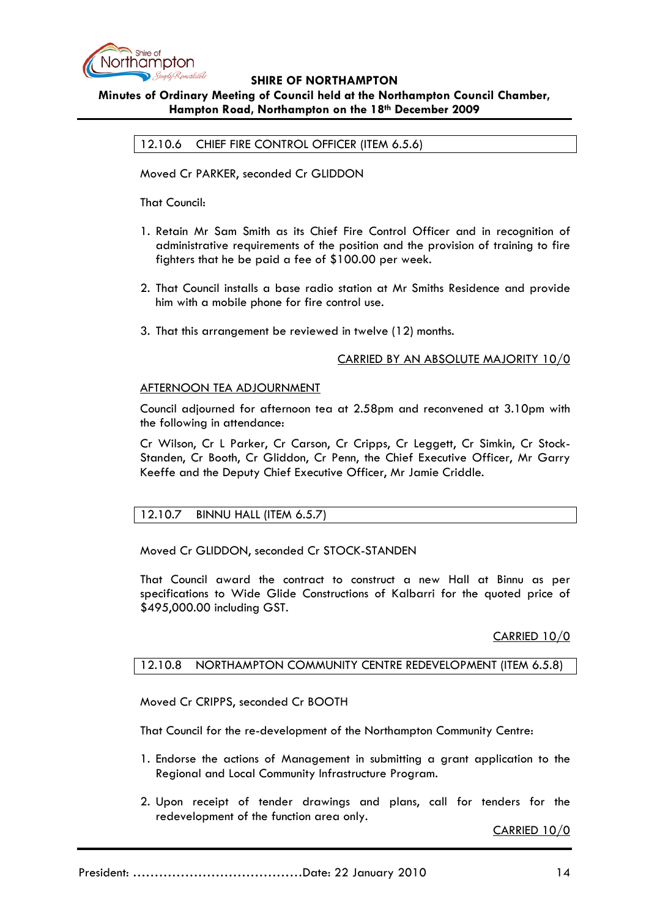## 12.10.6 CHIEF FIRE CONTROL OFFICER (ITEM 6.5.6)

Moved Cr PARKER, seconded Cr GLIDDON

That Council:

1. Retain Mr Sam Smith as its Chief Fire Control Officer and in recognition of administrative requirements of the position and the provision of training to fire fighters that he be paid a fee of $100.00 per week.

2. That Council installs a base radio station at Mr Smiths Residence and provide him with a mobile phone for fire control use.

3. That this arrangement be reviewed in twelve (12) months.

CARRIED BY AN ABSOLUTE MAJORITY 10/0

AFTERNOON TEA ADJOURNMENT

Council adjourned for afternoon tea at 2.58pm and reconvened at 3.10pm with the following in attendance:

Cr Wilson, Cr L Parker, Cr Carson, Cr Cripps, Cr Leggett, Cr Simkin, Cr Stock-Standen, Cr Booth, Cr Gliddon, Cr Penn, the Chief Executive Officer, Mr Garry Keeffe and the Deputy Chief Executive Officer, Mr Jamie Criddle.

## 12.10.7 BINNU HALL (ITEM 6.5.7)

Moved Cr GLIDDON, seconded Cr STOCK-STANDEN

That Council award the contract to construct a new Hall at Binnu as per specifications to Wide Glide Constructions of Kalbarri for the quoted price of $495,000.00 including GST.

CARRIED 10/0

## 12.10.8 NORTHAMPTON COMMUNITY CENTRE REDEVELOPMENT (ITEM 6.5.8)

Moved Cr CRIPPS, seconded Cr BOOTH

That Council for the re-development of the Northampton Community Centre:

1. Endorse the actions of Management in submitting a grant application to the Regional and Local Community Infrastructure Program.

2. Upon receipt of tender drawings and plans, call for tenders for the redevelopment of the function area only.

CARRIED 10/0

President: ……………………………………Date: 22 January 2010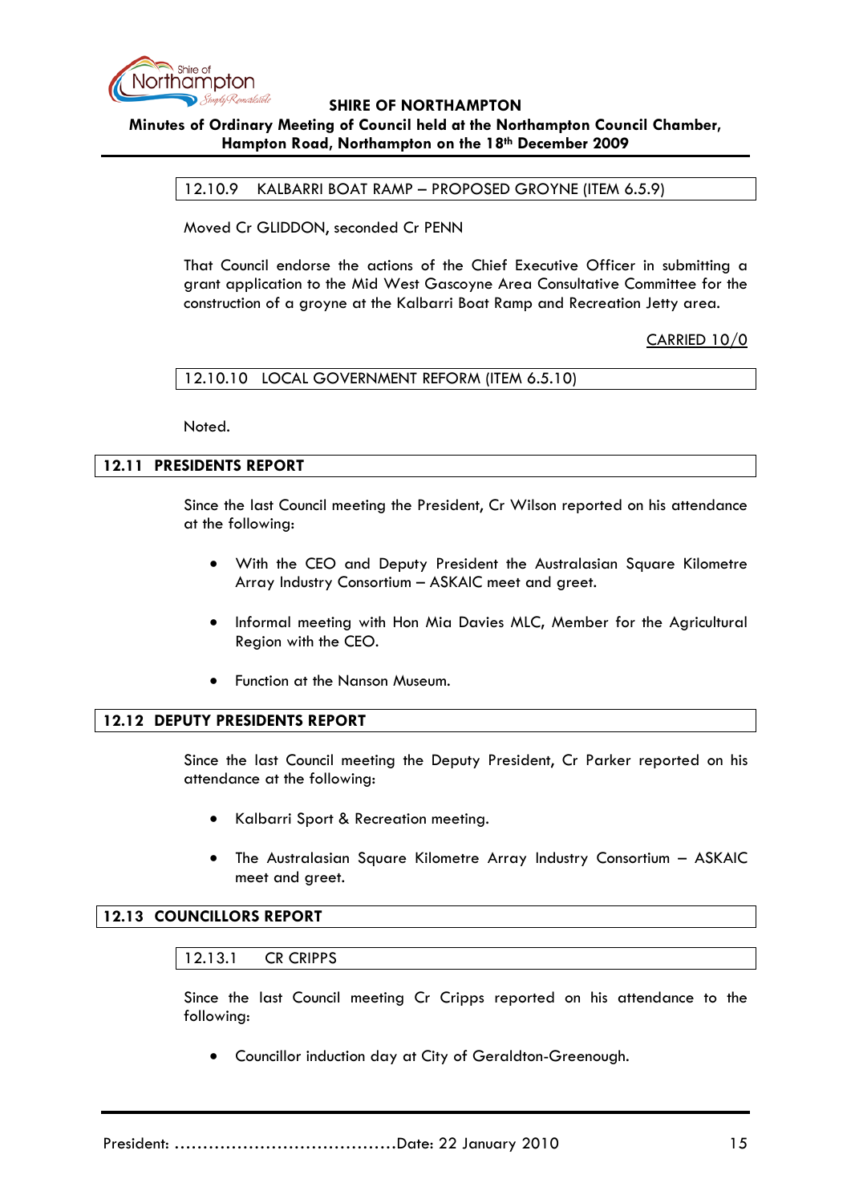### 12.10.9 KALBARRI BOAT RAMP – PROPOSED GROYNE (ITEM 6.5.9)

Moved Cr GLIDDON, seconded Cr PENN

That Council endorse the actions of the Chief Executive Officer in submitting a grant application to the Mid West Gascoyne Area Consultative Committee for the construction of a groyne at the Kalbarri Boat Ramp and Recreation Jetty area.

CARRIED 10/0

### 12.10.10 LOCAL GOVERNMENT REFORM (ITEM 6.5.10)

Noted.

## 12.11 PRESIDENTS REPORT

Since the last Council meeting the President, Cr Wilson reported on his attendance at the following:

- With the CEO and Deputy President the Australasian Square Kilometre Array Industry Consortium – ASKAIC meet and greet.
- Informal meeting with Hon Mia Davies MLC, Member for the Agricultural Region with the CEO.
- Function at the Nanson Museum.

## 12.12 DEPUTY PRESIDENTS REPORT

Since the last Council meeting the Deputy President, Cr Parker reported on his attendance at the following:

- Kalbarri Sport & Recreation meeting.
- The Australasian Square Kilometre Array Industry Consortium – ASKAIC meet and greet.

## 12.13 COUNCILLORS REPORT

### 12.13.1 CR CRIPPS

Since the last Council meeting Cr Cripps reported on his attendance to the following:

- Councillor induction day at City of Geraldton-Greenough.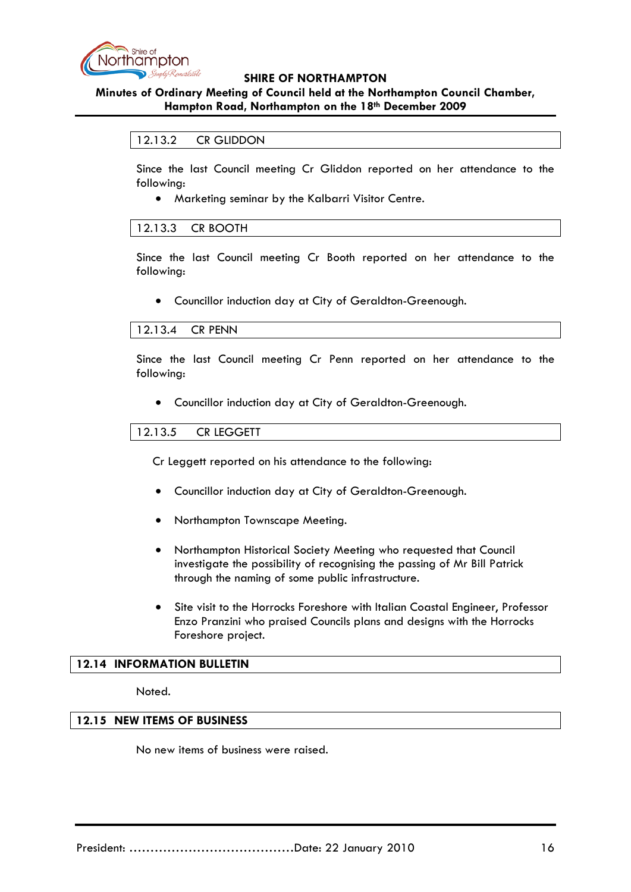### 12.13.2 CR GLIDDON

Since the last Council meeting Cr Gliddon reported on her attendance to the following:

- Marketing seminar by the Kalbarri Visitor Centre.

### 12.13.3 CR BOOTH

Since the last Council meeting Cr Booth reported on her attendance to the following:

- Councillor induction day at City of Geraldton-Greenough.

### 12.13.4 CR PENN

Since the last Council meeting Cr Penn reported on her attendance to the following:

- Councillor induction day at City of Geraldton-Greenough.

### 12.13.5 CR LEGGETT

Cr Leggett reported on his attendance to the following:

- Councillor induction day at City of Geraldton-Greenough.
- Northampton Townscape Meeting.
- Northampton Historical Society Meeting who requested that Council investigate the possibility of recognising the passing of Mr Bill Patrick through the naming of some public infrastructure.
- Site visit to the Horrocks Foreshore with Italian Coastal Engineer, Professor Enzo Pranzini who praised Councils plans and designs with the Horrocks Foreshore project.

## 12.14 INFORMATION BULLETIN

Noted.

## 12.15 NEW ITEMS OF BUSINESS

No new items of business were raised.

President: ……………………………………Date: 22 January 2010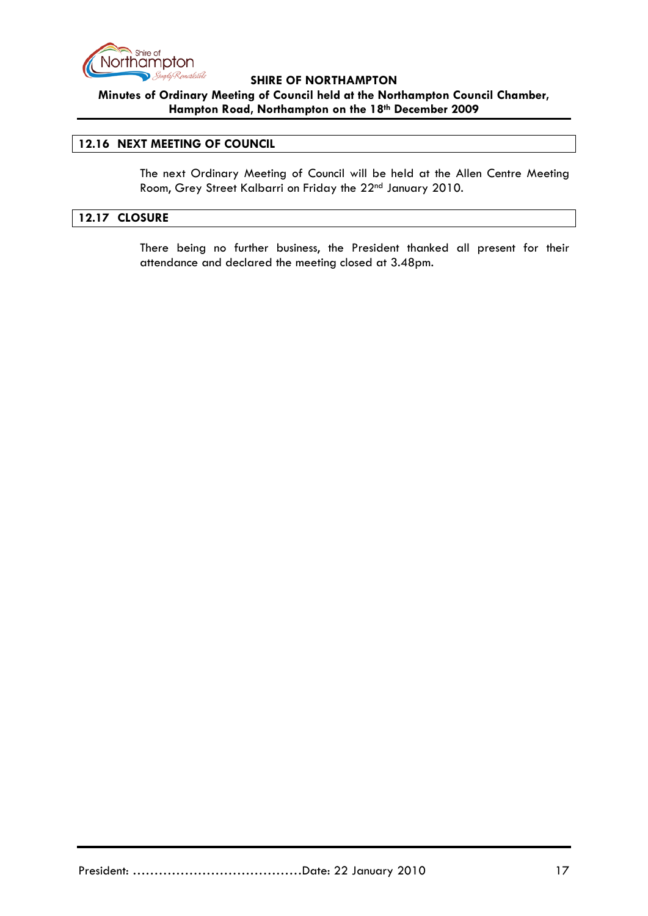## 12.16 NEXT MEETING OF COUNCIL

The next Ordinary Meeting of Council will be held at the Allen Centre Meeting Room, Grey Street Kalbarri on Friday the 22nd January 2010.

## 12.17 CLOSURE

There being no further business, the President thanked all present for their attendance and declared the meeting closed at 3.48pm.